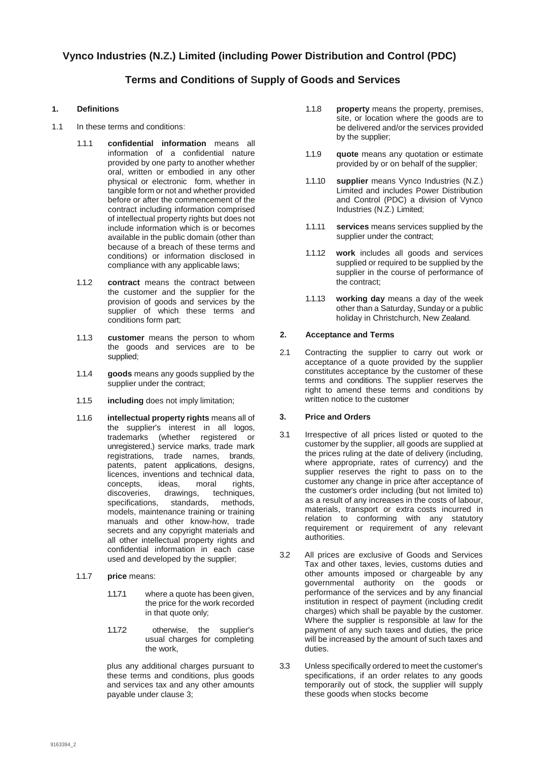# Vynco Industries (N.Z.) Limited (including Power Distribution and Control (PDC)

## Terms and Conditions of Supply of Goods and Services

**1. Definitions**

1.1 In these terms and conditions:

1.1.1 **confidential information** means all information of a confidential nature provided by one party to another whether oral, written or embodied in any other physical or electronic form, whether in tangible form or not and whether provided before or after the commencement of the contract including information comprised of intellectual property rights but does not include information which is or becomes available in the public domain (other than because of a breach of these terms and conditions) or information disclosed in compliance with any applicable laws;

1.1.2 **contract** means the contract between the customer and the supplier for the provision of goods and services by the supplier of which these terms and conditions form part;

1.1.3 **customer** means the person to whom the goods and services are to be supplied;

1.1.4 **goods** means any goods supplied by the supplier under the contract;

1.1.5 **including** does not imply limitation;

1.1.6 **intellectual property rights** means all of the supplier's interest in all logos, trademarks (whether registered or unregistered,) service marks, trade mark registrations, trade names, brands, patents, patent applications, designs, licences, inventions and technical data, concepts, ideas, moral rights, discoveries, drawings, techniques, specifications, standards, methods, models, maintenance training or training manuals and other know-how, trade secrets and any copyright materials and all other intellectual property rights and confidential information in each case used and developed by the supplier;

1.1.7 **price** means:

1.1.7.1 where a quote has been given, the price for the work recorded in that quote only;

1.1.7.2 otherwise, the supplier's usual charges for completing the work,

plus any additional charges pursuant to these terms and conditions, plus goods and services tax and any other amounts payable under clause 3;

1.1.8 **property** means the property, premises, site, or location where the goods are to be delivered and/or the services provided by the supplier;

1.1.9 **quote** means any quotation or estimate provided by or on behalf of the supplier;

1.1.10 **supplier** means Vynco Industries (N.Z.) Limited and includes Power Distribution and Control (PDC) a division of Vynco Industries (N.Z.) Limited;

1.1.11 **services** means services supplied by the supplier under the contract;

1.1.12 **work** includes all goods and services supplied or required to be supplied by the supplier in the course of performance of the contract;

1.1.13 **working day** means a day of the week other than a Saturday, Sunday or a public holiday in Christchurch, New Zealand.

**2. Acceptance and Terms**

2.1 Contracting the supplier to carry out work or acceptance of a quote provided by the supplier constitutes acceptance by the customer of these terms and conditions. The supplier reserves the right to amend these terms and conditions by written notice to the customer

**3. Price and Orders**

3.1 Irrespective of all prices listed or quoted to the customer by the supplier, all goods are supplied at the prices ruling at the date of delivery (including, where appropriate, rates of currency) and the supplier reserves the right to pass on to the customer any change in price after acceptance of the customer's order including (but not limited to) as a result of any increases in the costs of labour, materials, transport or extra costs incurred in relation to conforming with any statutory requirement or requirement of any relevant authorities.

3.2 All prices are exclusive of Goods and Services Tax and other taxes, levies, customs duties and other amounts imposed or chargeable by any governmental authority on the goods or performance of the services and by any financial institution in respect of payment (including credit charges) which shall be payable by the customer. Where the supplier is responsible at law for the payment of any such taxes and duties, the price will be increased by the amount of such taxes and duties.

3.3 Unless specifically ordered to meet the customer's specifications, if an order relates to any goods temporarily out of stock, the supplier will supply these goods when stocks become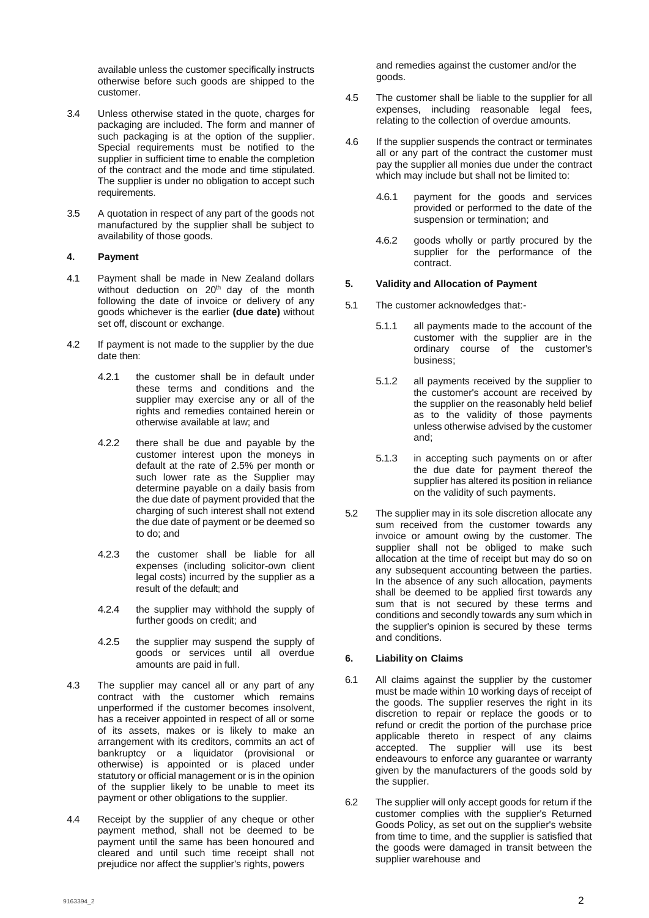available unless the customer specifically instructs otherwise before such goods are shipped to the customer.

3.4 Unless otherwise stated in the quote, charges for packaging are included. The form and manner of such packaging is at the option of the supplier. Special requirements must be notified to the supplier in sufficient time to enable the completion of the contract and the mode and time stipulated. The supplier is under no obligation to accept such requirements.

3.5 A quotation in respect of any part of the goods not manufactured by the supplier shall be subject to availability of those goods.

## 4. Payment

4.1 Payment shall be made in New Zealand dollars without deduction on 20th day of the month following the date of invoice or delivery of any goods whichever is the earlier **(due date)** without set off, discount or exchange.

4.2 If payment is not made to the supplier by the due date then:

4.2.1 the customer shall be in default under these terms and conditions and the supplier may exercise any or all of the rights and remedies contained herein or otherwise available at law; and

4.2.2 there shall be due and payable by the customer interest upon the moneys in default at the rate of 2.5% per month or such lower rate as the Supplier may determine payable on a daily basis from the due date of payment provided that the charging of such interest shall not extend the due date of payment or be deemed so to do; and

4.2.3 the customer shall be liable for all expenses (including solicitor-own client legal costs) incurred by the supplier as a result of the default; and

4.2.4 the supplier may withhold the supply of further goods on credit; and

4.2.5 the supplier may suspend the supply of goods or services until all overdue amounts are paid in full.

4.3 The supplier may cancel all or any part of any contract with the customer which remains unperformed if the customer becomes insolvent, has a receiver appointed in respect of all or some of its assets, makes or is likely to make an arrangement with its creditors, commits an act of bankruptcy or a liquidator (provisional or otherwise) is appointed or is placed under statutory or official management or is in the opinion of the supplier likely to be unable to meet its payment or other obligations to the supplier.

4.4 Receipt by the supplier of any cheque or other payment method, shall not be deemed to be payment until the same has been honoured and cleared and until such time receipt shall not prejudice nor affect the supplier's rights, powers and remedies against the customer and/or the goods.

4.5 The customer shall be liable to the supplier for all expenses, including reasonable legal fees, relating to the collection of overdue amounts.

4.6 If the supplier suspends the contract or terminates all or any part of the contract the customer must pay the supplier all monies due under the contract which may include but shall not be limited to:

4.6.1 payment for the goods and services provided or performed to the date of the suspension or termination; and

4.6.2 goods wholly or partly procured by the supplier for the performance of the contract.

## 5. Validity and Allocation of Payment

5.1 The customer acknowledges that:-

5.1.1 all payments made to the account of the customer with the supplier are in the ordinary course of the customer's business;

5.1.2 all payments received by the supplier to the customer's account are received by the supplier on the reasonably held belief as to the validity of those payments unless otherwise advised by the customer and;

5.1.3 in accepting such payments on or after the due date for payment thereof the supplier has altered its position in reliance on the validity of such payments.

5.2 The supplier may in its sole discretion allocate any sum received from the customer towards any invoice or amount owing by the customer. The supplier shall not be obliged to make such allocation at the time of receipt but may do so on any subsequent accounting between the parties. In the absence of any such allocation, payments shall be deemed to be applied first towards any sum that is not secured by these terms and conditions and secondly towards any sum which in the supplier's opinion is secured by these terms and conditions.

## 6. Liability on Claims

6.1 All claims against the supplier by the customer must be made within 10 working days of receipt of the goods. The supplier reserves the right in its discretion to repair or replace the goods or to refund or credit the portion of the purchase price applicable thereto in respect of any claims accepted. The supplier will use its best endeavours to enforce any guarantee or warranty given by the manufacturers of the goods sold by the supplier.

6.2 The supplier will only accept goods for return if the customer complies with the supplier's Returned Goods Policy, as set out on the supplier's website from time to time, and the supplier is satisfied that the goods were damaged in transit between the supplier warehouse and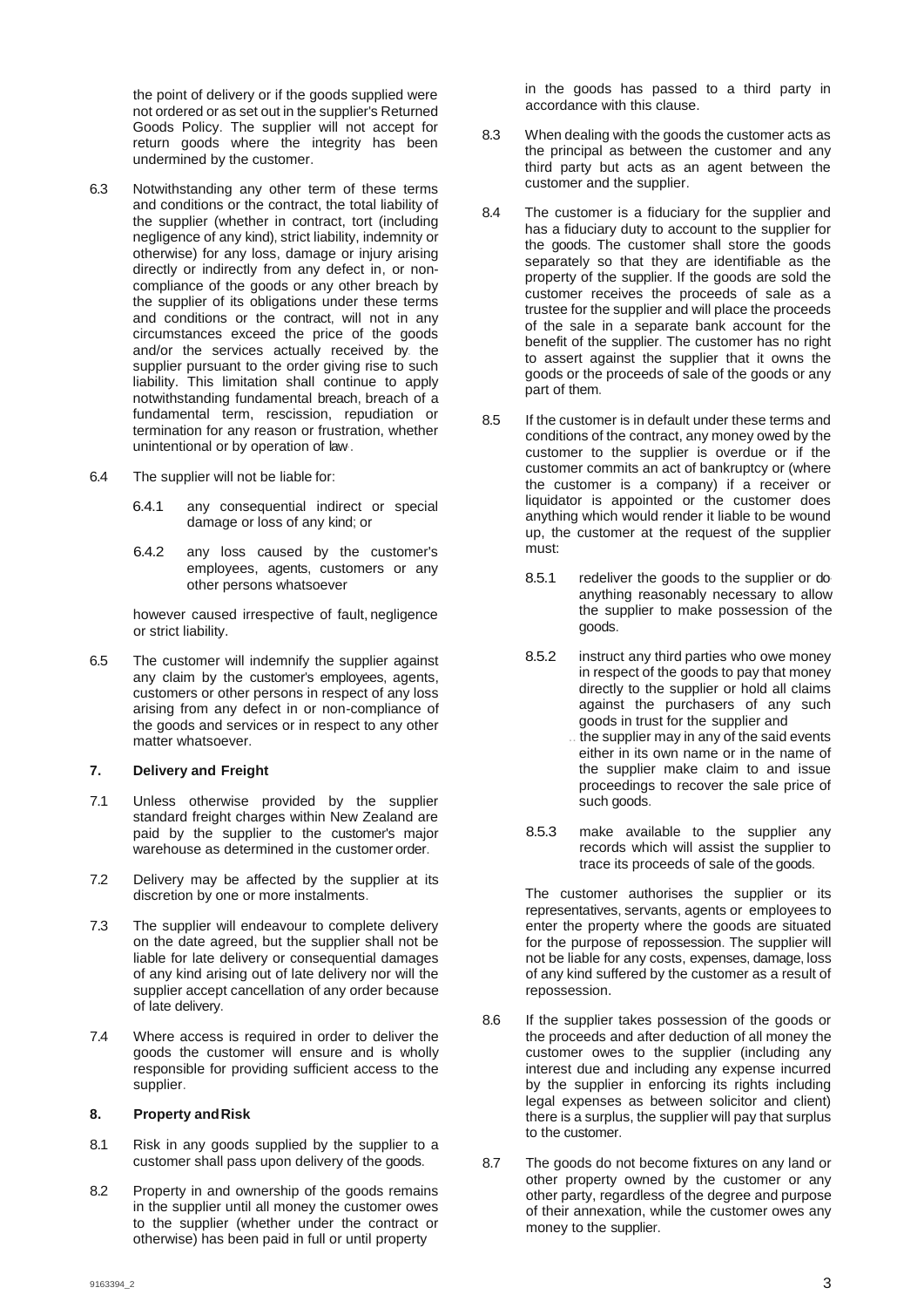the point of delivery or if the goods supplied were not ordered or as set out in the supplier's Returned Goods Policy. The supplier will not accept for return goods where the integrity has been undermined by the customer.

6.3 Notwithstanding any other term of these terms and conditions or the contract, the total liability of the supplier (whether in contract, tort (including negligence of any kind), strict liability, indemnity or otherwise) for any loss, damage or injury arising directly or indirectly from any defect in, or non-compliance of the goods or any other breach by the supplier of its obligations under these terms and conditions or the contract, will not in any circumstances exceed the price of the goods and/or the services actually received by the supplier pursuant to the order giving rise to such liability. This limitation shall continue to apply notwithstanding fundamental breach, breach of a fundamental term, rescission, repudiation or termination for any reason or frustration, whether unintentional or by operation of law.

6.4 The supplier will not be liable for:

6.4.1 any consequential indirect or special damage or loss of any kind; or

6.4.2 any loss caused by the customer's employees, agents, customers or any other persons whatsoever

however caused irrespective of fault, negligence or strict liability.

6.5 The customer will indemnify the supplier against any claim by the customer's employees, agents, customers or other persons in respect of any loss arising from any defect in or non-compliance of the goods and services or in respect to any other matter whatsoever.

**7. Delivery and Freight**

7.1 Unless otherwise provided by the supplier standard freight charges within New Zealand are paid by the supplier to the customer's major warehouse as determined in the customer order.

7.2 Delivery may be affected by the supplier at its discretion by one or more instalments.

7.3 The supplier will endeavour to complete delivery on the date agreed, but the supplier shall not be liable for late delivery or consequential damages of any kind arising out of late delivery nor will the supplier accept cancellation of any order because of late delivery.

7.4 Where access is required in order to deliver the goods the customer will ensure and is wholly responsible for providing sufficient access to the supplier.

**8. Property and Risk**

8.1 Risk in any goods supplied by the supplier to a customer shall pass upon delivery of the goods.

8.2 Property in and ownership of the goods remains in the supplier until all money the customer owes to the supplier (whether under the contract or otherwise) has been paid in full or until property in the goods has passed to a third party in accordance with this clause.

8.3 When dealing with the goods the customer acts as the principal as between the customer and any third party but acts as an agent between the customer and the supplier.

8.4 The customer is a fiduciary for the supplier and has a fiduciary duty to account to the supplier for the goods. The customer shall store the goods separately so that they are identifiable as the property of the supplier. If the goods are sold the customer receives the proceeds of sale as a trustee for the supplier and will place the proceeds of the sale in a separate bank account for the benefit of the supplier. The customer has no right to assert against the supplier that it owns the goods or the proceeds of sale of the goods or any part of them.

8.5 If the customer is in default under these terms and conditions of the contract, any money owed by the customer to the supplier is overdue or if the customer commits an act of bankruptcy or (where the customer is a company) if a receiver or liquidator is appointed or the customer does anything which would render it liable to be wound up, the customer at the request of the supplier must:

8.5.1 redeliver the goods to the supplier or do anything reasonably necessary to allow the supplier to make possession of the goods.

8.5.2 instruct any third parties who owe money in respect of the goods to pay that money directly to the supplier or hold all claims against the purchasers of any such goods in trust for the supplier and the supplier may in any of the said events either in its own name or in the name of the supplier make claim to and issue proceedings to recover the sale price of such goods.

8.5.3 make available to the supplier any records which will assist the supplier to trace its proceeds of sale of the goods.

The customer authorises the supplier or its representatives, servants, agents or employees to enter the property where the goods are situated for the purpose of repossession. The supplier will not be liable for any costs, expenses, damage, loss of any kind suffered by the customer as a result of repossession.

8.6 If the supplier takes possession of the goods or the proceeds and after deduction of all money the customer owes to the supplier (including any interest due and including any expense incurred by the supplier in enforcing its rights including legal expenses as between solicitor and client) there is a surplus, the supplier will pay that surplus to the customer.

8.7 The goods do not become fixtures on any land or other property owned by the customer or any other party, regardless of the degree and purpose of their annexation, while the customer owes any money to the supplier.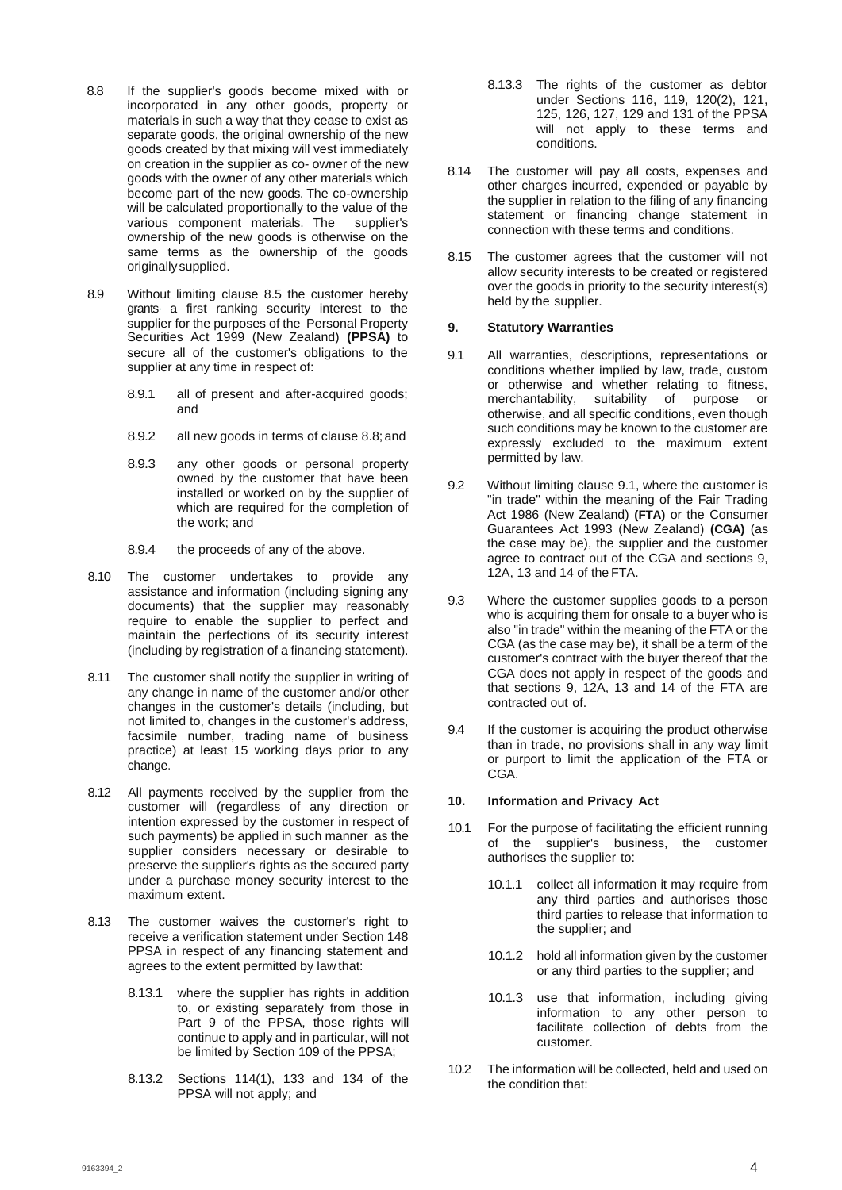8.8 If the supplier's goods become mixed with or incorporated in any other goods, property or materials in such a way that they cease to exist as separate goods, the original ownership of the new goods created by that mixing will vest immediately on creation in the supplier as co- owner of the new goods with the owner of any other materials which become part of the new goods. The co-ownership will be calculated proportionally to the value of the various component materials. The supplier's ownership of the new goods is otherwise on the same terms as the ownership of the goods originally supplied.

8.9 Without limiting clause 8.5 the customer hereby grants a first ranking security interest to the supplier for the purposes of the Personal Property Securities Act 1999 (New Zealand) **(PPSA)** to secure all of the customer's obligations to the supplier at any time in respect of:

8.9.1 all of present and after-acquired goods; and

8.9.2 all new goods in terms of clause 8.8; and

8.9.3 any other goods or personal property owned by the customer that have been installed or worked on by the supplier of which are required for the completion of the work; and

8.9.4 the proceeds of any of the above.

8.10 The customer undertakes to provide any assistance and information (including signing any documents) that the supplier may reasonably require to enable the supplier to perfect and maintain the perfections of its security interest (including by registration of a financing statement).

8.11 The customer shall notify the supplier in writing of any change in name of the customer and/or other changes in the customer's details (including, but not limited to, changes in the customer's address, facsimile number, trading name of business practice) at least 15 working days prior to any change.

8.12 All payments received by the supplier from the customer will (regardless of any direction or intention expressed by the customer in respect of such payments) be applied in such manner as the supplier considers necessary or desirable to preserve the supplier's rights as the secured party under a purchase money security interest to the maximum extent.

8.13 The customer waives the customer's right to receive a verification statement under Section 148 PPSA in respect of any financing statement and agrees to the extent permitted by law that:

8.13.1 where the supplier has rights in addition to, or existing separately from those in Part 9 of the PPSA, those rights will continue to apply and in particular, will not be limited by Section 109 of the PPSA;

8.13.2 Sections 114(1), 133 and 134 of the PPSA will not apply; and

8.13.3 The rights of the customer as debtor under Sections 116, 119, 120(2), 121, 125, 126, 127, 129 and 131 of the PPSA will not apply to these terms and conditions.

8.14 The customer will pay all costs, expenses and other charges incurred, expended or payable by the supplier in relation to the filing of any financing statement or financing change statement in connection with these terms and conditions.

8.15 The customer agrees that the customer will not allow security interests to be created or registered over the goods in priority to the security interest(s) held by the supplier.

## 9. Statutory Warranties

9.1 All warranties, descriptions, representations or conditions whether implied by law, trade, custom or otherwise and whether relating to fitness, merchantability, suitability of purpose or otherwise, and all specific conditions, even though such conditions may be known to the customer are expressly excluded to the maximum extent permitted by law.

9.2 Without limiting clause 9.1, where the customer is "in trade" within the meaning of the Fair Trading Act 1986 (New Zealand) **(FTA)** or the Consumer Guarantees Act 1993 (New Zealand) **(CGA)** (as the case may be), the supplier and the customer agree to contract out of the CGA and sections 9, 12A, 13 and 14 of the FTA.

9.3 Where the customer supplies goods to a person who is acquiring them for onsale to a buyer who is also "in trade" within the meaning of the FTA or the CGA (as the case may be), it shall be a term of the customer's contract with the buyer thereof that the CGA does not apply in respect of the goods and that sections 9, 12A, 13 and 14 of the FTA are contracted out of.

9.4 If the customer is acquiring the product otherwise than in trade, no provisions shall in any way limit or purport to limit the application of the FTA or CGA.

## 10. Information and Privacy Act

10.1 For the purpose of facilitating the efficient running of the supplier's business, the customer authorises the supplier to:

10.1.1 collect all information it may require from any third parties and authorises those third parties to release that information to the supplier; and

10.1.2 hold all information given by the customer or any third parties to the supplier; and

10.1.3 use that information, including giving information to any other person to facilitate collection of debts from the customer.

10.2 The information will be collected, held and used on the condition that: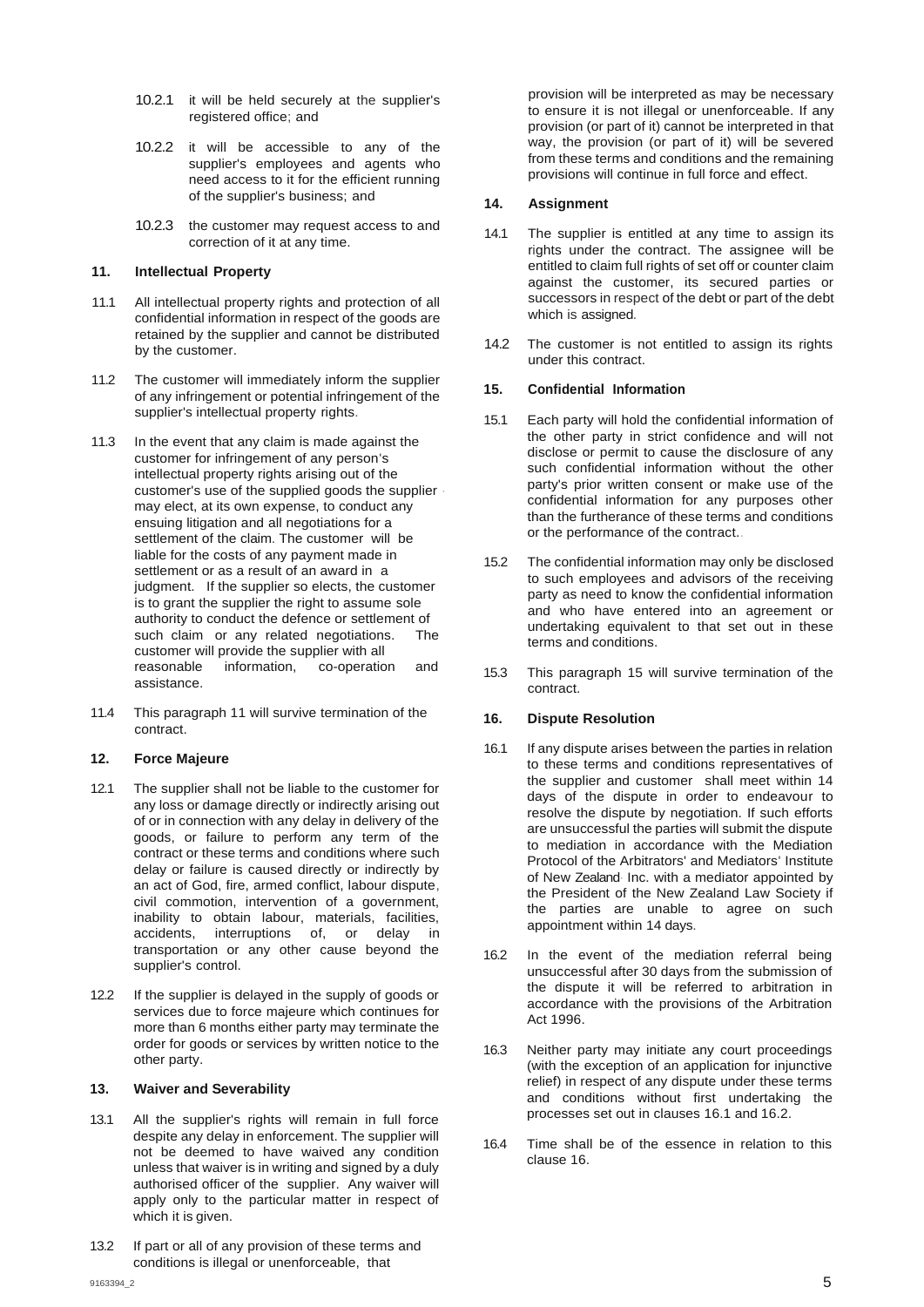10.2.1 it will be held securely at the supplier's registered office; and

10.2.2 it will be accessible to any of the supplier's employees and agents who need access to it for the efficient running of the supplier's business; and

10.2.3 the customer may request access to and correction of it at any time.

**11. Intellectual Property**

11.1 All intellectual property rights and protection of all confidential information in respect of the goods are retained by the supplier and cannot be distributed by the customer.

11.2 The customer will immediately inform the supplier of any infringement or potential infringement of the supplier's intellectual property rights.

11.3 In the event that any claim is made against the customer for infringement of any person's intellectual property rights arising out of the customer's use of the supplied goods the supplier may elect, at its own expense, to conduct any ensuing litigation and all negotiations for a settlement of the claim. The customer will be liable for the costs of any payment made in settlement or as a result of an award in a judgment. If the supplier so elects, the customer is to grant the supplier the right to assume sole authority to conduct the defence or settlement of such claim or any related negotiations. The customer will provide the supplier with all reasonable information, co-operation and assistance.

11.4 This paragraph 11 will survive termination of the contract.

**12. Force Majeure**

12.1 The supplier shall not be liable to the customer for any loss or damage directly or indirectly arising out of or in connection with any delay in delivery of the goods, or failure to perform any term of the contract or these terms and conditions where such delay or failure is caused directly or indirectly by an act of God, fire, armed conflict, labour dispute, civil commotion, intervention of a government, inability to obtain labour, materials, facilities, accidents, interruptions of, or delay in transportation or any other cause beyond the supplier's control.

12.2 If the supplier is delayed in the supply of goods or services due to force majeure which continues for more than 6 months either party may terminate the order for goods or services by written notice to the other party.

**13. Waiver and Severability**

13.1 All the supplier's rights will remain in full force despite any delay in enforcement. The supplier will not be deemed to have waived any condition unless that waiver is in writing and signed by a duly authorised officer of the supplier. Any waiver will apply only to the particular matter in respect of which it is given.

13.2 If part or all of any provision of these terms and conditions is illegal or unenforceable, that provision will be interpreted as may be necessary to ensure it is not illegal or unenforceable. If any provision (or part of it) cannot be interpreted in that way, the provision (or part of it) will be severed from these terms and conditions and the remaining provisions will continue in full force and effect.

**14. Assignment**

14.1 The supplier is entitled at any time to assign its rights under the contract. The assignee will be entitled to claim full rights of set off or counter claim against the customer, its secured parties or successors in respect of the debt or part of the debt which is assigned.

14.2 The customer is not entitled to assign its rights under this contract.

**15. Confidential Information**

15.1 Each party will hold the confidential information of the other party in strict confidence and will not disclose or permit to cause the disclosure of any such confidential information without the other party's prior written consent or make use of the confidential information for any purposes other than the furtherance of these terms and conditions or the performance of the contract.

15.2 The confidential information may only be disclosed to such employees and advisors of the receiving party as need to know the confidential information and who have entered into an agreement or undertaking equivalent to that set out in these terms and conditions.

15.3 This paragraph 15 will survive termination of the contract.

**16. Dispute Resolution**

16.1 If any dispute arises between the parties in relation to these terms and conditions representatives of the supplier and customer shall meet within 14 days of the dispute in order to endeavour to resolve the dispute by negotiation. If such efforts are unsuccessful the parties will submit the dispute to mediation in accordance with the Mediation Protocol of the Arbitrators' and Mediators' Institute of New Zealand Inc. with a mediator appointed by the President of the New Zealand Law Society if the parties are unable to agree on such appointment within 14 days.

16.2 In the event of the mediation referral being unsuccessful after 30 days from the submission of the dispute it will be referred to arbitration in accordance with the provisions of the Arbitration Act 1996.

16.3 Neither party may initiate any court proceedings (with the exception of an application for injunctive relief) in respect of any dispute under these terms and conditions without first undertaking the processes set out in clauses 16.1 and 16.2.

16.4 Time shall be of the essence in relation to this clause 16.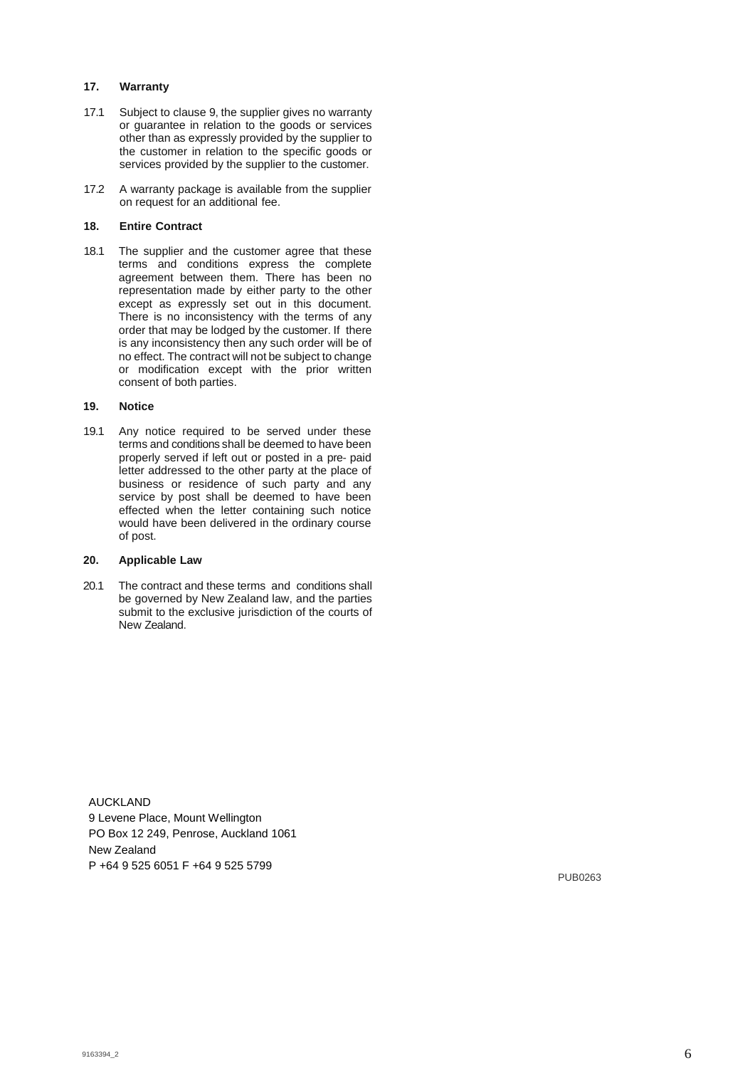## 17. Warranty

17.1 Subject to clause 9, the supplier gives no warranty or guarantee in relation to the goods or services other than as expressly provided by the supplier to the customer in relation to the specific goods or services provided by the supplier to the customer.

17.2 A warranty package is available from the supplier on request for an additional fee.

## 18. Entire Contract

18.1 The supplier and the customer agree that these terms and conditions express the complete agreement between them. There has been no representation made by either party to the other except as expressly set out in this document. There is no inconsistency with the terms of any order that may be lodged by the customer. If there is any inconsistency then any such order will be of no effect. The contract will not be subject to change or modification except with the prior written consent of both parties.

## 19. Notice

19.1 Any notice required to be served under these terms and conditions shall be deemed to have been properly served if left out or posted in a pre- paid letter addressed to the other party at the place of business or residence of such party and any service by post shall be deemed to have been effected when the letter containing such notice would have been delivered in the ordinary course of post.

## 20. Applicable Law

20.1 The contract and these terms and conditions shall be governed by New Zealand law, and the parties submit to the exclusive jurisdiction of the courts of New Zealand.

AUCKLAND
9 Levene Place, Mount Wellington
PO Box 12 249, Penrose, Auckland 1061
New Zealand
P +64 9 525 6051 F +64 9 525 5799

PUB0263

9163394_2